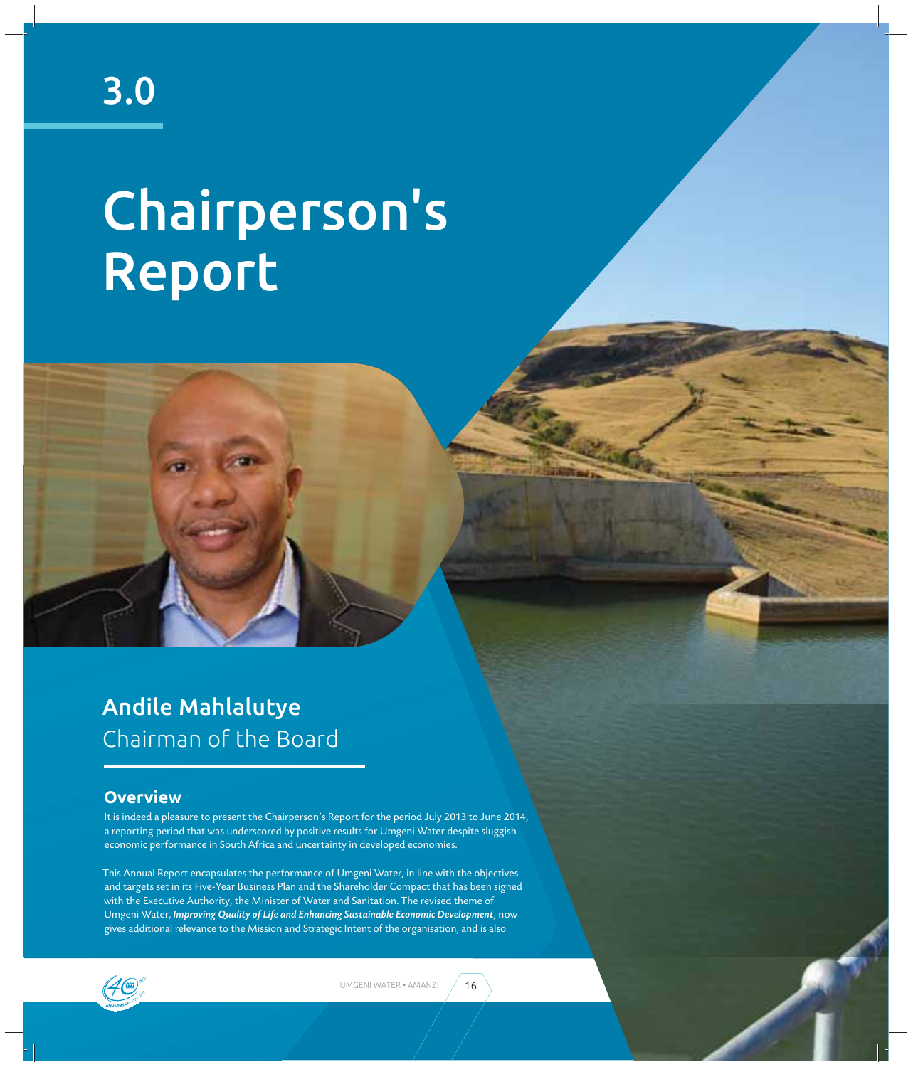# 3.0

# Chairperson's Report

**Andile Mahlalutye**
Chairman of the Board

## Overview

It is indeed a pleasure to present the Chairperson's Report for the period July 2013 to June 2014, a reporting period that was underscored by positive results for Umgeni Water despite sluggish economic performance in South Africa and uncertainty in developed economies.

This Annual Report encapsulates the performance of Umgeni Water, in line with the objectives and targets set in its Five-Year Business Plan and the Shareholder Compact that has been signed with the Executive Authority, the Minister of Water and Sanitation. The revised theme of Umgeni Water, ***Improving Quality of Life and Enhancing Sustainable Economic Development***, now gives additional relevance to the Mission and Strategic Intent of the organisation, and is also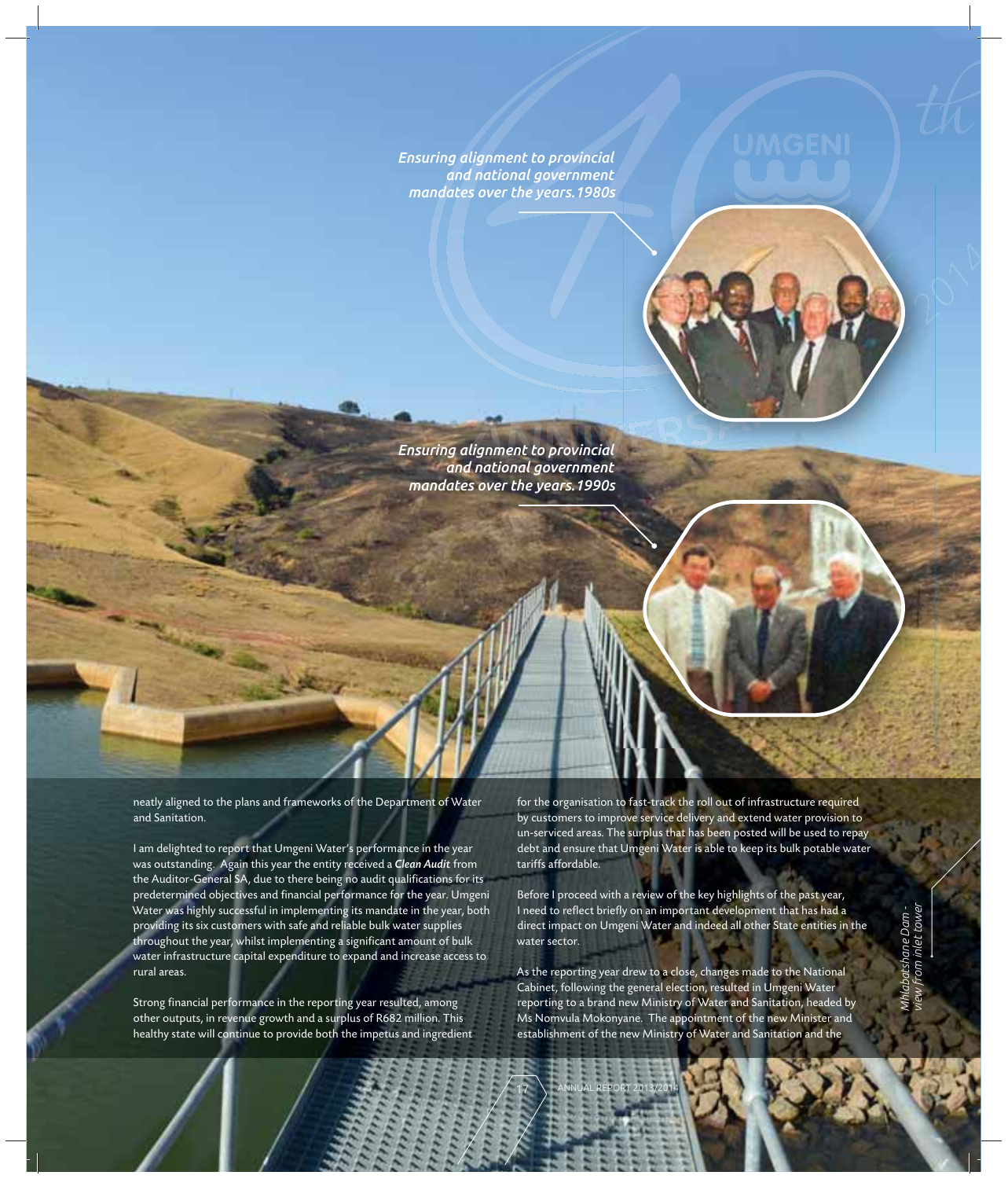*Ensuring alignment to provincial and national government mandates over the years. 1980s*

*Ensuring alignment to provincial and national government mandates over the years. 1990s*

neatly aligned to the plans and frameworks of the Department of Water and Sanitation.

I am delighted to report that Umgeni Water's performance in the year was outstanding. Again this year the entity received a ***Clean Audit*** from the Auditor-General SA, due to there being no audit qualifications for its predetermined objectives and financial performance for the year. Umgeni Water was highly successful in implementing its mandate in the year, both providing its six customers with safe and reliable bulk water supplies throughout the year, whilst implementing a significant amount of bulk water infrastructure capital expenditure to expand and increase access to rural areas.

Strong financial performance in the reporting year resulted, among other outputs, in revenue growth and a surplus of R682 million. This healthy state will continue to provide both the impetus and ingredient for the organisation to fast-track the roll out of infrastructure required by customers to improve service delivery and extend water provision to un-serviced areas. The surplus that has been posted will be used to repay debt and ensure that Umgeni Water is able to keep its bulk potable water tariffs affordable.

Before I proceed with a review of the key highlights of the past year, I need to reflect briefly on an important development that has had a direct impact on Umgeni Water and indeed all other State entities in the water sector.

As the reporting year drew to a close, changes made to the National Cabinet, following the general election, resulted in Umgeni Water reporting to a brand new Ministry of Water and Sanitation, headed by Ms Nomvula Mokonyane. The appointment of the new Minister and establishment of the new Ministry of Water and Sanitation and the

*Mhlabatshane Dam - view from inlet tower*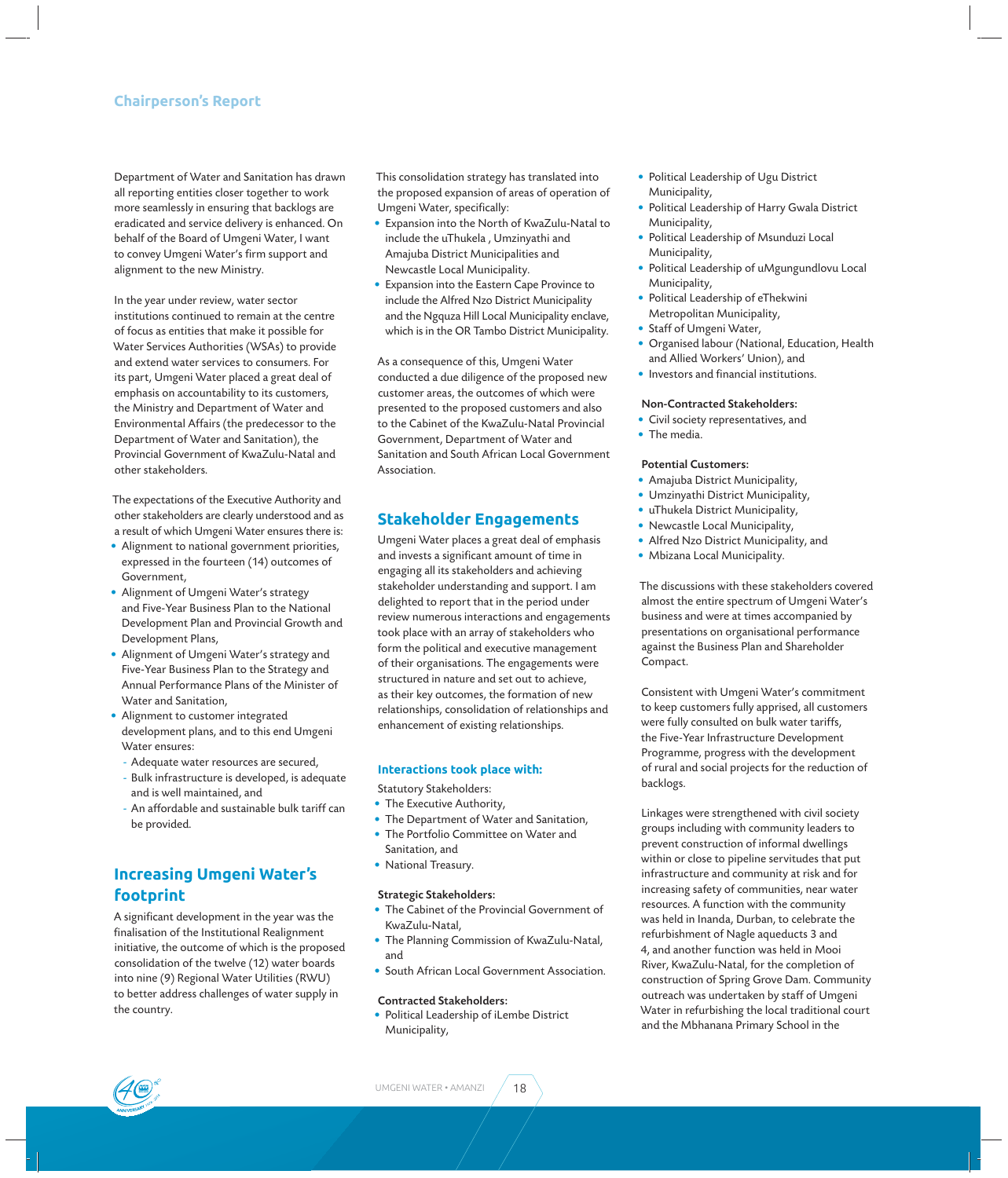Department of Water and Sanitation has drawn all reporting entities closer together to work more seamlessly in ensuring that backlogs are eradicated and service delivery is enhanced. On behalf of the Board of Umgeni Water, I want to convey Umgeni Water's firm support and alignment to the new Ministry.

In the year under review, water sector institutions continued to remain at the centre of focus as entities that make it possible for Water Services Authorities (WSAs) to provide and extend water services to consumers. For its part, Umgeni Water placed a great deal of emphasis on accountability to its customers, the Ministry and Department of Water and Environmental Affairs (the predecessor to the Department of Water and Sanitation), the Provincial Government of KwaZulu-Natal and other stakeholders.

The expectations of the Executive Authority and other stakeholders are clearly understood and as a result of which Umgeni Water ensures there is:

- Alignment to national government priorities, expressed in the fourteen (14) outcomes of Government,
- Alignment of Umgeni Water's strategy and Five-Year Business Plan to the National Development Plan and Provincial Growth and Development Plans,
- Alignment of Umgeni Water's strategy and Five-Year Business Plan to the Strategy and Annual Performance Plans of the Minister of Water and Sanitation,
- Alignment to customer integrated development plans, and to this end Umgeni Water ensures:
  - Adequate water resources are secured,
  - Bulk infrastructure is developed, is adequate and is well maintained, and
  - An affordable and sustainable bulk tariff can be provided.

## Increasing Umgeni Water's footprint

A significant development in the year was the finalisation of the Institutional Realignment initiative, the outcome of which is the proposed consolidation of the twelve (12) water boards into nine (9) Regional Water Utilities (RWU) to better address challenges of water supply in the country.

This consolidation strategy has translated into the proposed expansion of areas of operation of Umgeni Water, specifically:

- Expansion into the North of KwaZulu-Natal to include the uThukela , Umzinyathi and Amajuba District Municipalities and Newcastle Local Municipality.
- Expansion into the Eastern Cape Province to include the Alfred Nzo District Municipality and the Ngquza Hill Local Municipality enclave, which is in the OR Tambo District Municipality.

As a consequence of this, Umgeni Water conducted a due diligence of the proposed new customer areas, the outcomes of which were presented to the proposed customers and also to the Cabinet of the KwaZulu-Natal Provincial Government, Department of Water and Sanitation and South African Local Government Association.

## Stakeholder Engagements

Umgeni Water places a great deal of emphasis and invests a significant amount of time in engaging all its stakeholders and achieving stakeholder understanding and support. I am delighted to report that in the period under review numerous interactions and engagements took place with an array of stakeholders who form the political and executive management of their organisations. The engagements were structured in nature and set out to achieve, as their key outcomes, the formation of new relationships, consolidation of relationships and enhancement of existing relationships.

### Interactions took place with:

Statutory Stakeholders:

- The Executive Authority,
- The Department of Water and Sanitation,
- The Portfolio Committee on Water and Sanitation, and
- National Treasury.

**Strategic Stakeholders:**

- The Cabinet of the Provincial Government of KwaZulu-Natal,
- The Planning Commission of KwaZulu-Natal, and
- South African Local Government Association.

**Contracted Stakeholders:**

- Political Leadership of iLembe District Municipality,
- Political Leadership of Ugu District Municipality,
- Political Leadership of Harry Gwala District Municipality,
- Political Leadership of Msunduzi Local Municipality,
- Political Leadership of uMgungundlovu Local Municipality,
- Political Leadership of eThekwini Metropolitan Municipality,
- Staff of Umgeni Water,
- Organised labour (National, Education, Health and Allied Workers' Union), and
- Investors and financial institutions.

**Non-Contracted Stakeholders:**

- Civil society representatives, and
- The media.

**Potential Customers:**

- Amajuba District Municipality,
- Umzinyathi District Municipality,
- uThukela District Municipality,
- Newcastle Local Municipality,
- Alfred Nzo District Municipality, and
- Mbizana Local Municipality.

The discussions with these stakeholders covered almost the entire spectrum of Umgeni Water's business and were at times accompanied by presentations on organisational performance against the Business Plan and Shareholder Compact.

Consistent with Umgeni Water's commitment to keep customers fully apprised, all customers were fully consulted on bulk water tariffs, the Five-Year Infrastructure Development Programme, progress with the development of rural and social projects for the reduction of backlogs.

Linkages were strengthened with civil society groups including with community leaders to prevent construction of informal dwellings within or close to pipeline servitudes that put infrastructure and community at risk and for increasing safety of communities, near water resources. A function with the community was held in Inanda, Durban, to celebrate the refurbishment of Nagle aqueducts 3 and 4, and another function was held in Mooi River, KwaZulu-Natal, for the completion of construction of Spring Grove Dam. Community outreach was undertaken by staff of Umgeni Water in refurbishing the local traditional court and the Mbhanana Primary School in the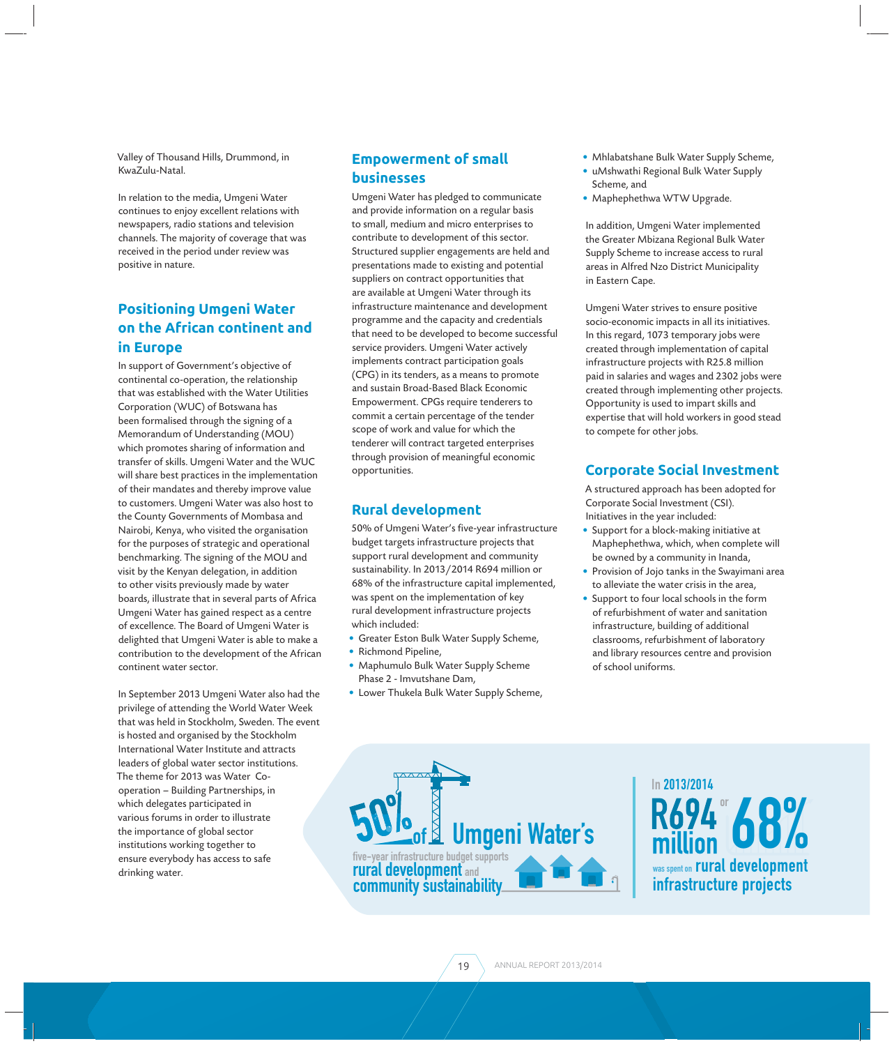Valley of Thousand Hills, Drummond, in KwaZulu-Natal.

In relation to the media, Umgeni Water continues to enjoy excellent relations with newspapers, radio stations and television channels. The majority of coverage that was received in the period under review was positive in nature.

## Positioning Umgeni Water on the African continent and in Europe

In support of Government's objective of continental co-operation, the relationship that was established with the Water Utilities Corporation (WUC) of Botswana has been formalised through the signing of a Memorandum of Understanding (MOU) which promotes sharing of information and transfer of skills. Umgeni Water and the WUC will share best practices in the implementation of their mandates and thereby improve value to customers. Umgeni Water was also host to the County Governments of Mombasa and Nairobi, Kenya, who visited the organisation for the purposes of strategic and operational benchmarking. The signing of the MOU and visit by the Kenyan delegation, in addition to other visits previously made by water boards, illustrate that in several parts of Africa Umgeni Water has gained respect as a centre of excellence. The Board of Umgeni Water is delighted that Umgeni Water is able to make a contribution to the development of the African continent water sector.

In September 2013 Umgeni Water also had the privilege of attending the World Water Week that was held in Stockholm, Sweden. The event is hosted and organised by the Stockholm International Water Institute and attracts leaders of global water sector institutions. The theme for 2013 was Water Co-operation – Building Partnerships, in which delegates participated in various forums in order to illustrate the importance of global sector institutions working together to ensure everybody has access to safe drinking water.

## Empowerment of small businesses

Umgeni Water has pledged to communicate and provide information on a regular basis to small, medium and micro enterprises to contribute to development of this sector. Structured supplier engagements are held and presentations made to existing and potential suppliers on contract opportunities that are available at Umgeni Water through its infrastructure maintenance and development programme and the capacity and credentials that need to be developed to become successful service providers. Umgeni Water actively implements contract participation goals (CPG) in its tenders, as a means to promote and sustain Broad-Based Black Economic Empowerment. CPGs require tenderers to commit a certain percentage of the tender scope of work and value for which the tenderer will contract targeted enterprises through provision of meaningful economic opportunities.

## Rural development

50% of Umgeni Water's five-year infrastructure budget targets infrastructure projects that support rural development and community sustainability. In 2013/2014 R694 million or 68% of the infrastructure capital implemented, was spent on the implementation of key rural development infrastructure projects which included:

- Greater Eston Bulk Water Supply Scheme,
- Richmond Pipeline,
- Maphumulo Bulk Water Supply Scheme Phase 2 - Imvutshane Dam,
- Lower Thukela Bulk Water Supply Scheme,
- Mhlabatshane Bulk Water Supply Scheme,
- uMshwathi Regional Bulk Water Supply Scheme, and
- Maphephethwa WTW Upgrade.

In addition, Umgeni Water implemented the Greater Mbizana Regional Bulk Water Supply Scheme to increase access to rural areas in Alfred Nzo District Municipality in Eastern Cape.

Umgeni Water strives to ensure positive socio-economic impacts in all its initiatives. In this regard, 1073 temporary jobs were created through implementation of capital infrastructure projects with R25.8 million paid in salaries and wages and 2302 jobs were created through implementing other projects. Opportunity is used to impart skills and expertise that will hold workers in good stead to compete for other jobs.

## Corporate Social Investment

A structured approach has been adopted for Corporate Social Investment (CSI). Initiatives in the year included:

- Support for a block-making initiative at Maphephethwa, which, when complete will be owned by a community in Inanda,
- Provision of Jojo tanks in the Swayimani area to alleviate the water crisis in the area,
- Support to four local schools in the form of refurbishment of water and sanitation infrastructure, building of additional classrooms, refurbishment of laboratory and library resources centre and provision of school uniforms.

**50%** of **Umgeni Water's** five-year infrastructure budget supports **rural development** and **community sustainability**

In **2013/2014** **R694 million** or **68%** was spent on **rural development infrastructure projects**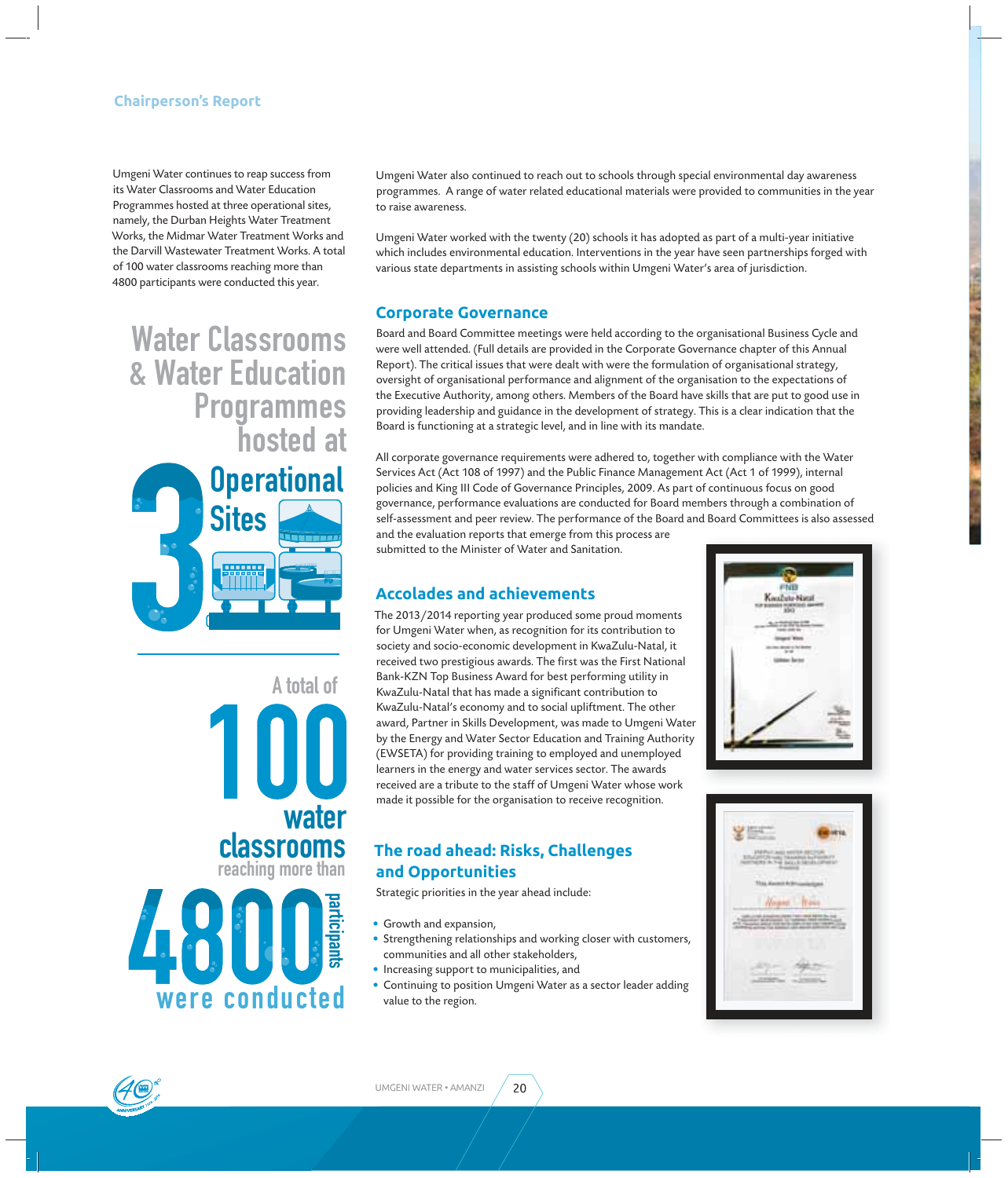Umgeni Water continues to reap success from its Water Classrooms and Water Education Programmes hosted at three operational sites, namely, the Durban Heights Water Treatment Works, the Midmar Water Treatment Works and the Darvill Wastewater Treatment Works. A total of 100 water classrooms reaching more than 4800 participants were conducted this year.

Water Classrooms & Water Education Programmes hosted at 3 Operational Sites

A total of 100 water classrooms reaching more than 4800 participants were conducted

Umgeni Water also continued to reach out to schools through special environmental day awareness programmes. A range of water related educational materials were provided to communities in the year to raise awareness.

Umgeni Water worked with the twenty (20) schools it has adopted as part of a multi-year initiative which includes environmental education. Interventions in the year have seen partnerships forged with various state departments in assisting schools within Umgeni Water's area of jurisdiction.

## Corporate Governance

Board and Board Committee meetings were held according to the organisational Business Cycle and were well attended. (Full details are provided in the Corporate Governance chapter of this Annual Report). The critical issues that were dealt with were the formulation of organisational strategy, oversight of organisational performance and alignment of the organisation to the expectations of the Executive Authority, among others. Members of the Board have skills that are put to good use in providing leadership and guidance in the development of strategy. This is a clear indication that the Board is functioning at a strategic level, and in line with its mandate.

All corporate governance requirements were adhered to, together with compliance with the Water Services Act (Act 108 of 1997) and the Public Finance Management Act (Act 1 of 1999), internal policies and King III Code of Governance Principles, 2009. As part of continuous focus on good governance, performance evaluations are conducted for Board members through a combination of self-assessment and peer review. The performance of the Board and Board Committees is also assessed and the evaluation reports that emerge from this process are submitted to the Minister of Water and Sanitation.

## Accolades and achievements

The 2013/2014 reporting year produced some proud moments for Umgeni Water when, as recognition for its contribution to society and socio-economic development in KwaZulu-Natal, it received two prestigious awards. The first was the First National Bank-KZN Top Business Award for best performing utility in KwaZulu-Natal that has made a significant contribution to KwaZulu-Natal's economy and to social upliftment. The other award, Partner in Skills Development, was made to Umgeni Water by the Energy and Water Sector Education and Training Authority (EWSETA) for providing training to employed and unemployed learners in the energy and water services sector. The awards received are a tribute to the staff of Umgeni Water whose work made it possible for the organisation to receive recognition.

## The road ahead: Risks, Challenges and Opportunities

Strategic priorities in the year ahead include:

- Growth and expansion,
- Strengthening relationships and working closer with customers, communities and all other stakeholders,
- Increasing support to municipalities, and
- Continuing to position Umgeni Water as a sector leader adding value to the region.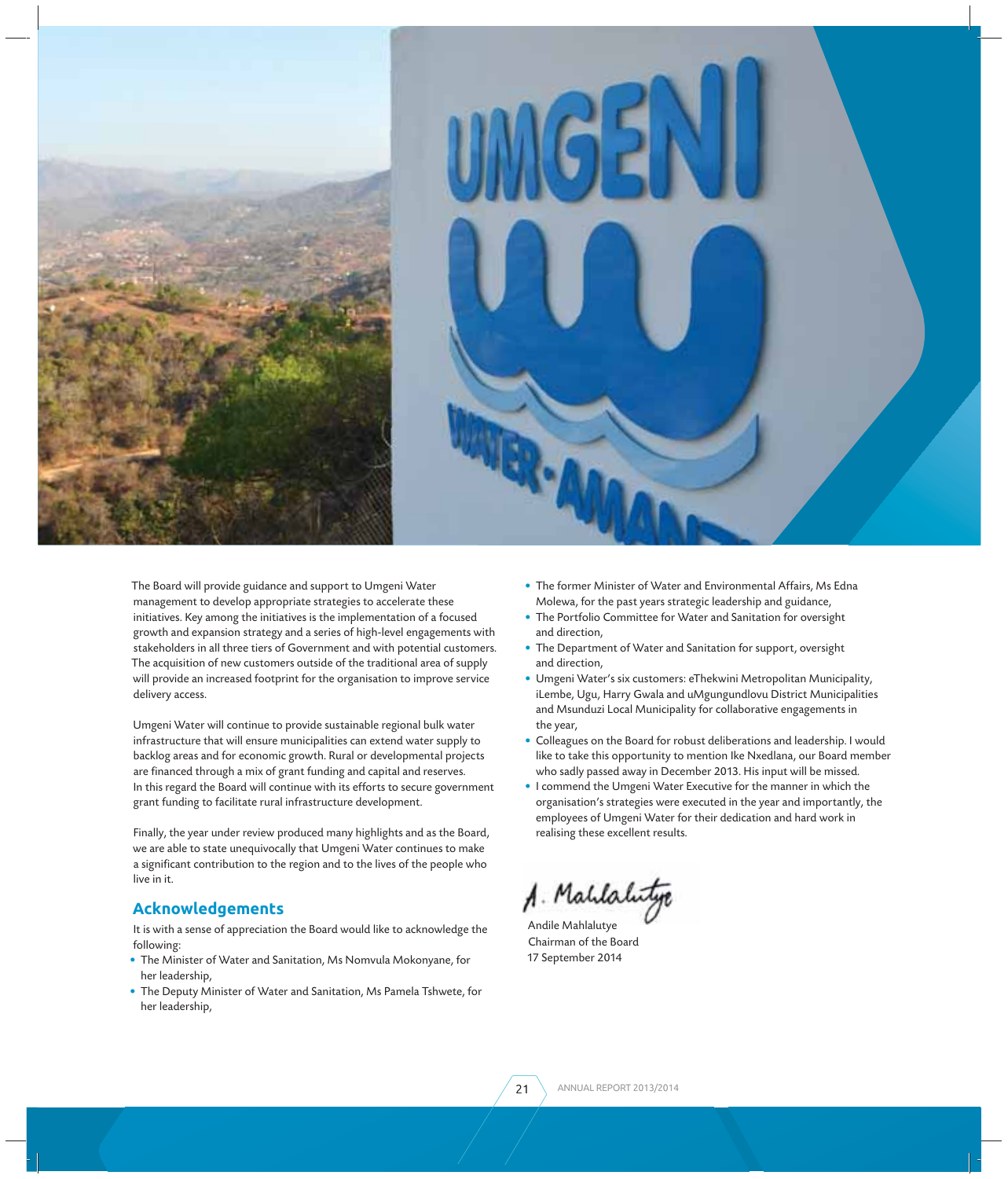The Board will provide guidance and support to Umgeni Water management to develop appropriate strategies to accelerate these initiatives. Key among the initiatives is the implementation of a focused growth and expansion strategy and a series of high-level engagements with stakeholders in all three tiers of Government and with potential customers. The acquisition of new customers outside of the traditional area of supply will provide an increased footprint for the organisation to improve service delivery access.

Umgeni Water will continue to provide sustainable regional bulk water infrastructure that will ensure municipalities can extend water supply to backlog areas and for economic growth. Rural or developmental projects are financed through a mix of grant funding and capital and reserves. In this regard the Board will continue with its efforts to secure government grant funding to facilitate rural infrastructure development.

Finally, the year under review produced many highlights and as the Board, we are able to state unequivocally that Umgeni Water continues to make a significant contribution to the region and to the lives of the people who live in it.

## Acknowledgements

It is with a sense of appreciation the Board would like to acknowledge the following:

- The Minister of Water and Sanitation, Ms Nomvula Mokonyane, for her leadership,
- The Deputy Minister of Water and Sanitation, Ms Pamela Tshwete, for her leadership,
- The former Minister of Water and Environmental Affairs, Ms Edna Molewa, for the past years strategic leadership and guidance,
- The Portfolio Committee for Water and Sanitation for oversight and direction,
- The Department of Water and Sanitation for support, oversight and direction,
- Umgeni Water's six customers: eThekwini Metropolitan Municipality, iLembe, Ugu, Harry Gwala and uMgungundlovu District Municipalities and Msunduzi Local Municipality for collaborative engagements in the year,
- Colleagues on the Board for robust deliberations and leadership. I would like to take this opportunity to mention Ike Nxedlana, our Board member who sadly passed away in December 2013. His input will be missed.
- I commend the Umgeni Water Executive for the manner in which the organisation's strategies were executed in the year and importantly, the employees of Umgeni Water for their dedication and hard work in realising these excellent results.

A. Mahlalutye

Andile Mahlalutye
Chairman of the Board
17 September 2014